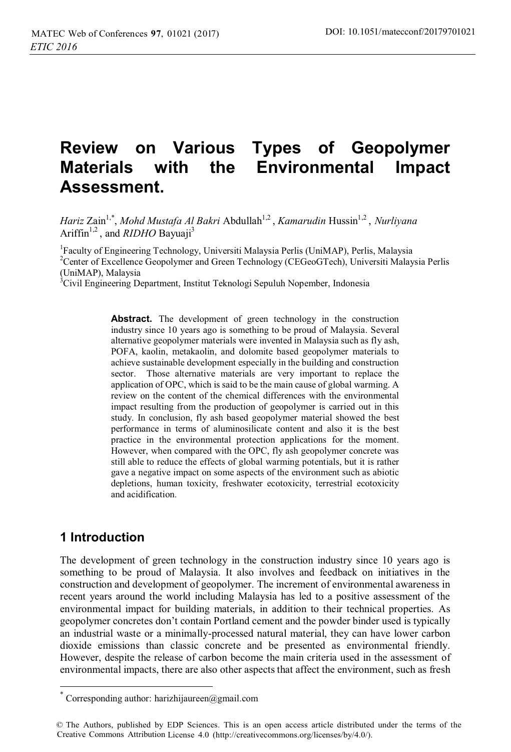# Review on Various Types of Geopolymer Materials with the Environmental Impact Assessment.

*Hariz* Zain[1,*], *Mohd Mustafa Al Bakri* Abdullah[1,2] , *Kamarudin* Hussin[1,2] , *Nurliyana* Ariffin[1,2] , and *RIDHO* Bayuaji[3]

[1]Faculty of Engineering Technology, Universiti Malaysia Perlis (UniMAP), Perlis, Malaysia
[2]Center of Excellence Geopolymer and Green Technology (CEGeoGTech), Universiti Malaysia Perlis (UniMAP), Malaysia
[3]Civil Engineering Department, Institut Teknologi Sepuluh Nopember, Indonesia

**Abstract.** The development of green technology in the construction industry since 10 years ago is something to be proud of Malaysia. Several alternative geopolymer materials were invented in Malaysia such as fly ash, POFA, kaolin, metakaolin, and dolomite based geopolymer materials to achieve sustainable development especially in the building and construction sector. Those alternative materials are very important to replace the application of OPC, which is said to be the main cause of global warming. A review on the content of the chemical differences with the environmental impact resulting from the production of geopolymer is carried out in this study. In conclusion, fly ash based geopolymer material showed the best performance in terms of aluminosilicate content and also it is the best practice in the environmental protection applications for the moment. However, when compared with the OPC, fly ash geopolymer concrete was still able to reduce the effects of global warming potentials, but it is rather gave a negative impact on some aspects of the environment such as abiotic depletions, human toxicity, freshwater ecotoxicity, terrestrial ecotoxicity and acidification.

## 1 Introduction

The development of green technology in the construction industry since 10 years ago is something to be proud of Malaysia. It also involves and feedback on initiatives in the construction and development of geopolymer. The increment of environmental awareness in recent years around the world including Malaysia has led to a positive assessment of the environmental impact for building materials, in addition to their technical properties. As geopolymer concretes don't contain Portland cement and the powder binder used is typically an industrial waste or a minimally-processed natural material, they can have lower carbon dioxide emissions than classic concrete and be presented as environmental friendly. However, despite the release of carbon become the main criteria used in the assessment of environmental impacts, there are also other aspects that affect the environment, such as fresh

* Corresponding author: harizhijaureen@gmail.com

© The Authors, published by EDP Sciences. This is an open access article distributed under the terms of the Creative Commons Attribution License 4.0 (http://creativecommons.org/licenses/by/4.0/).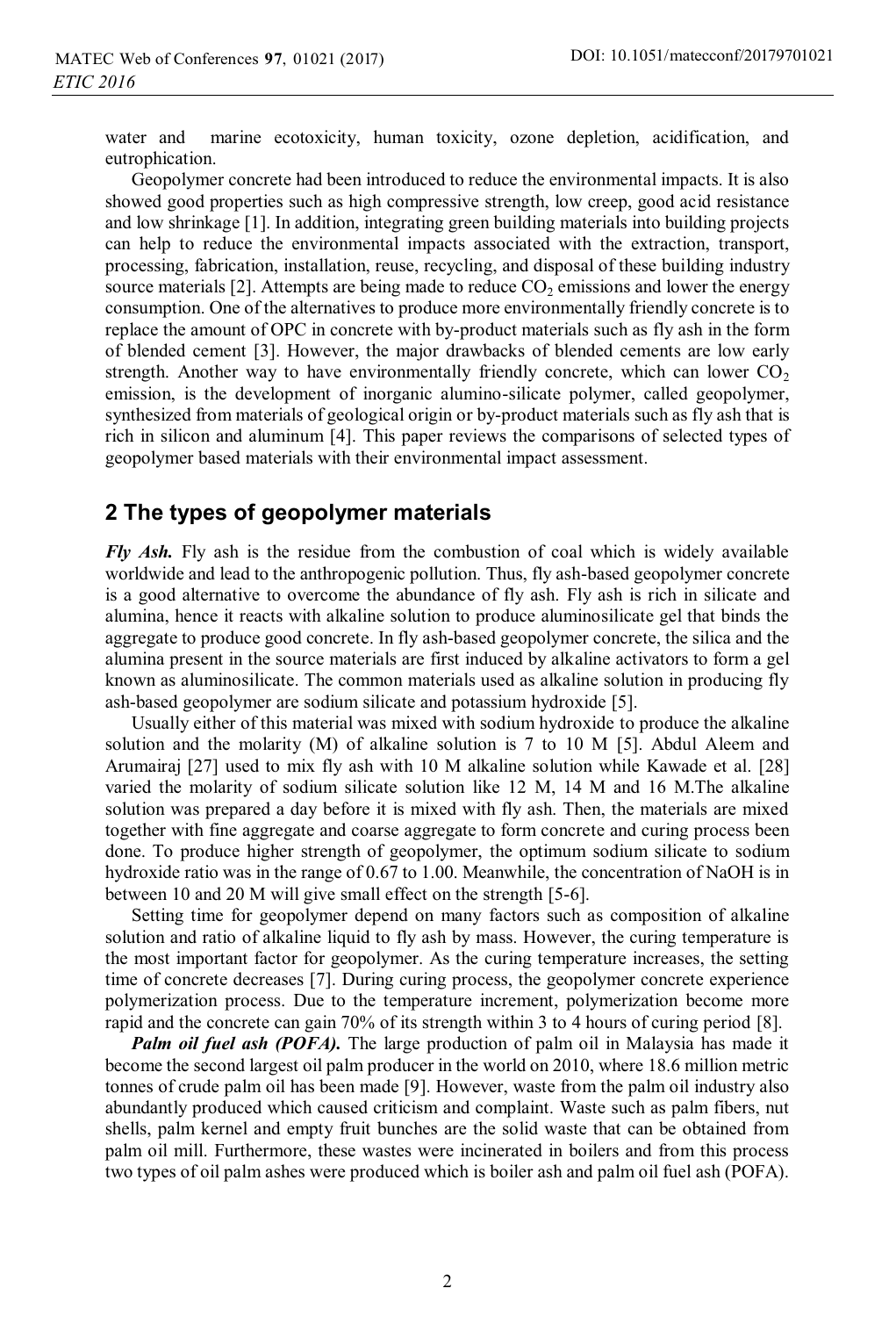water and marine ecotoxicity, human toxicity, ozone depletion, acidification, and eutrophication.

Geopolymer concrete had been introduced to reduce the environmental impacts. It is also showed good properties such as high compressive strength, low creep, good acid resistance and low shrinkage [1]. In addition, integrating green building materials into building projects can help to reduce the environmental impacts associated with the extraction, transport, processing, fabrication, installation, reuse, recycling, and disposal of these building industry source materials [2]. Attempts are being made to reduce $CO_2$ emissions and lower the energy consumption. One of the alternatives to produce more environmentally friendly concrete is to replace the amount of OPC in concrete with by-product materials such as fly ash in the form of blended cement [3]. However, the major drawbacks of blended cements are low early strength. Another way to have environmentally friendly concrete, which can lower $CO_2$ emission, is the development of inorganic alumino-silicate polymer, called geopolymer, synthesized from materials of geological origin or by-product materials such as fly ash that is rich in silicon and aluminum [4]. This paper reviews the comparisons of selected types of geopolymer based materials with their environmental impact assessment.

## 2 The types of geopolymer materials

***Fly Ash.*** Fly ash is the residue from the combustion of coal which is widely available worldwide and lead to the anthropogenic pollution. Thus, fly ash-based geopolymer concrete is a good alternative to overcome the abundance of fly ash. Fly ash is rich in silicate and alumina, hence it reacts with alkaline solution to produce aluminosilicate gel that binds the aggregate to produce good concrete. In fly ash-based geopolymer concrete, the silica and the alumina present in the source materials are first induced by alkaline activators to form a gel known as aluminosilicate. The common materials used as alkaline solution in producing fly ash-based geopolymer are sodium silicate and potassium hydroxide [5].

Usually either of this material was mixed with sodium hydroxide to produce the alkaline solution and the molarity (M) of alkaline solution is 7 to 10 M [5]. Abdul Aleem and Arumairaj [27] used to mix fly ash with 10 M alkaline solution while Kawade et al. [28] varied the molarity of sodium silicate solution like 12 M, 14 M and 16 M.The alkaline solution was prepared a day before it is mixed with fly ash. Then, the materials are mixed together with fine aggregate and coarse aggregate to form concrete and curing process been done. To produce higher strength of geopolymer, the optimum sodium silicate to sodium hydroxide ratio was in the range of 0.67 to 1.00. Meanwhile, the concentration of NaOH is in between 10 and 20 M will give small effect on the strength [5-6].

Setting time for geopolymer depend on many factors such as composition of alkaline solution and ratio of alkaline liquid to fly ash by mass. However, the curing temperature is the most important factor for geopolymer. As the curing temperature increases, the setting time of concrete decreases [7]. During curing process, the geopolymer concrete experience polymerization process. Due to the temperature increment, polymerization become more rapid and the concrete can gain 70% of its strength within 3 to 4 hours of curing period [8].

***Palm oil fuel ash (POFA).*** The large production of palm oil in Malaysia has made it become the second largest oil palm producer in the world on 2010, where 18.6 million metric tonnes of crude palm oil has been made [9]. However, waste from the palm oil industry also abundantly produced which caused criticism and complaint. Waste such as palm fibers, nut shells, palm kernel and empty fruit bunches are the solid waste that can be obtained from palm oil mill. Furthermore, these wastes were incinerated in boilers and from this process two types of oil palm ashes were produced which is boiler ash and palm oil fuel ash (POFA).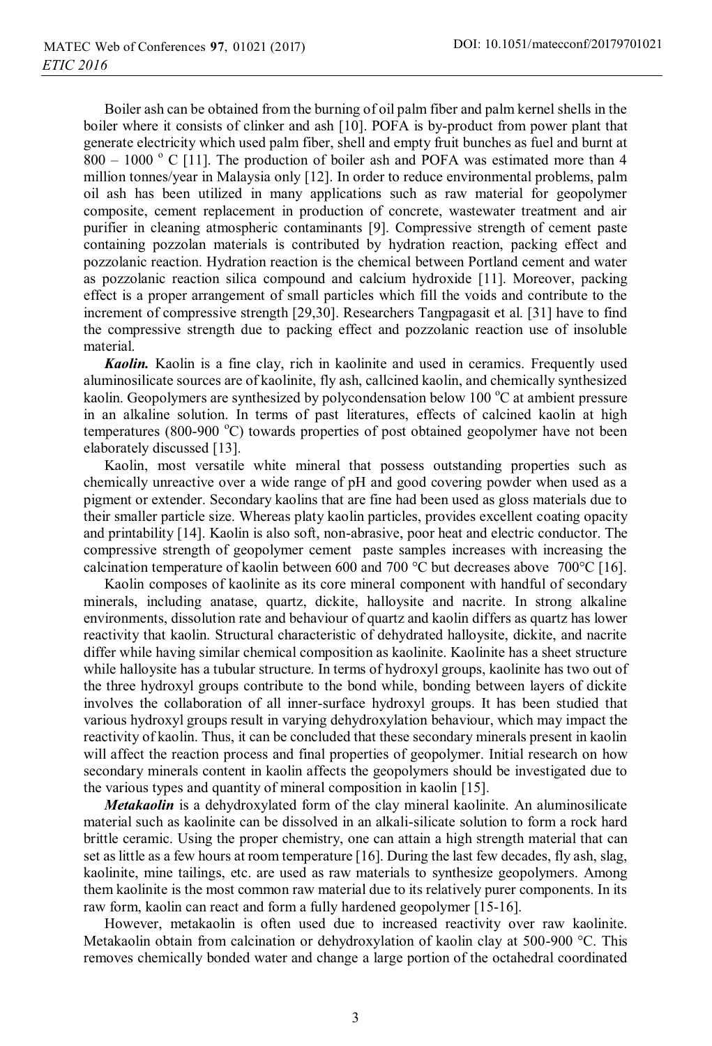Boiler ash can be obtained from the burning of oil palm fiber and palm kernel shells in the boiler where it consists of clinker and ash [10]. POFA is by-product from power plant that generate electricity which used palm fiber, shell and empty fruit bunches as fuel and burnt at 800 – 1000 $^{o}$ C [11]. The production of boiler ash and POFA was estimated more than 4 million tonnes/year in Malaysia only [12]. In order to reduce environmental problems, palm oil ash has been utilized in many applications such as raw material for geopolymer composite, cement replacement in production of concrete, wastewater treatment and air purifier in cleaning atmospheric contaminants [9]. Compressive strength of cement paste containing pozzolan materials is contributed by hydration reaction, packing effect and pozzolanic reaction. Hydration reaction is the chemical between Portland cement and water as pozzolanic reaction silica compound and calcium hydroxide [11]. Moreover, packing effect is a proper arrangement of small particles which fill the voids and contribute to the increment of compressive strength [29,30]. Researchers Tangpagasit et al. [31] have to find the compressive strength due to packing effect and pozzolanic reaction use of insoluble material.

***Kaolin.*** Kaolin is a fine clay, rich in kaolinite and used in ceramics. Frequently used aluminosilicate sources are of kaolinite, fly ash, callcined kaolin, and chemically synthesized kaolin. Geopolymers are synthesized by polycondensation below 100 $^{o}$C at ambient pressure in an alkaline solution. In terms of past literatures, effects of calcined kaolin at high temperatures (800-900 $^{o}$C) towards properties of post obtained geopolymer have not been elaborately discussed [13].

Kaolin, most versatile white mineral that possess outstanding properties such as chemically unreactive over a wide range of pH and good covering powder when used as a pigment or extender. Secondary kaolins that are fine had been used as gloss materials due to their smaller particle size. Whereas platy kaolin particles, provides excellent coating opacity and printability [14]. Kaolin is also soft, non-abrasive, poor heat and electric conductor. The compressive strength of geopolymer cement paste samples increases with increasing the calcination temperature of kaolin between 600 and 700 °C but decreases above 700°C [16].

Kaolin composes of kaolinite as its core mineral component with handful of secondary minerals, including anatase, quartz, dickite, halloysite and nacrite. In strong alkaline environments, dissolution rate and behaviour of quartz and kaolin differs as quartz has lower reactivity that kaolin. Structural characteristic of dehydrated halloysite, dickite, and nacrite differ while having similar chemical composition as kaolinite. Kaolinite has a sheet structure while halloysite has a tubular structure. In terms of hydroxyl groups, kaolinite has two out of the three hydroxyl groups contribute to the bond while, bonding between layers of dickite involves the collaboration of all inner-surface hydroxyl groups. It has been studied that various hydroxyl groups result in varying dehydroxylation behaviour, which may impact the reactivity of kaolin. Thus, it can be concluded that these secondary minerals present in kaolin will affect the reaction process and final properties of geopolymer. Initial research on how secondary minerals content in kaolin affects the geopolymers should be investigated due to the various types and quantity of mineral composition in kaolin [15].

***Metakaolin*** is a dehydroxylated form of the clay mineral kaolinite. An aluminosilicate material such as kaolinite can be dissolved in an alkali-silicate solution to form a rock hard brittle ceramic. Using the proper chemistry, one can attain a high strength material that can set as little as a few hours at room temperature [16]. During the last few decades, fly ash, slag, kaolinite, mine tailings, etc. are used as raw materials to synthesize geopolymers. Among them kaolinite is the most common raw material due to its relatively purer components. In its raw form, kaolin can react and form a fully hardened geopolymer [15-16].

However, metakaolin is often used due to increased reactivity over raw kaolinite. Metakaolin obtain from calcination or dehydroxylation of kaolin clay at 500-900 °C. This removes chemically bonded water and change a large portion of the octahedral coordinated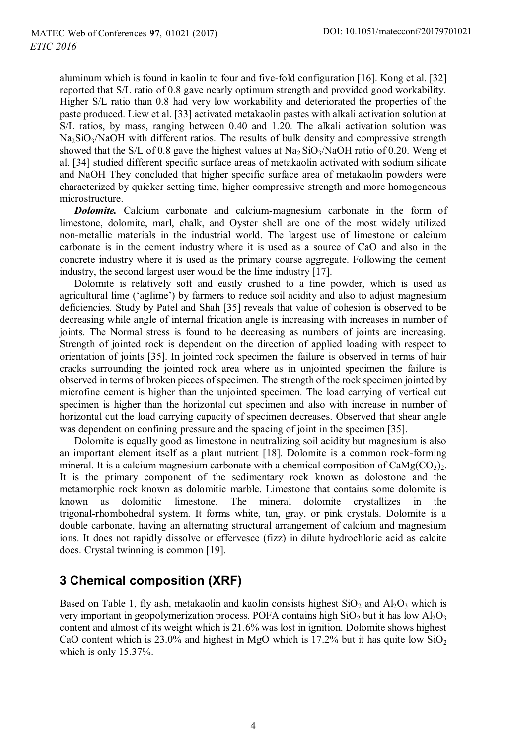aluminum which is found in kaolin to four and five-fold configuration [16]. Kong et al. [32] reported that S/L ratio of 0.8 gave nearly optimum strength and provided good workability. Higher S/L ratio than 0.8 had very low workability and deteriorated the properties of the paste produced. Liew et al. [33] activated metakaolin pastes with alkali activation solution at S/L ratios, by mass, ranging between 0.40 and 1.20. The alkali activation solution was $Na_2SiO_3$/NaOH with different ratios. The results of bulk density and compressive strength showed that the S/L of 0.8 gave the highest values at $Na_2SiO_3$/NaOH ratio of 0.20. Weng et al. [34] studied different specific surface areas of metakaolin activated with sodium silicate and NaOH They concluded that higher specific surface area of metakaolin powders were characterized by quicker setting time, higher compressive strength and more homogeneous microstructure.

***Dolomite.*** Calcium carbonate and calcium-magnesium carbonate in the form of limestone, dolomite, marl, chalk, and Oyster shell are one of the most widely utilized non-metallic materials in the industrial world. The largest use of limestone or calcium carbonate is in the cement industry where it is used as a source of CaO and also in the concrete industry where it is used as the primary coarse aggregate. Following the cement industry, the second largest user would be the lime industry [17].

Dolomite is relatively soft and easily crushed to a fine powder, which is used as agricultural lime ('aglime') by farmers to reduce soil acidity and also to adjust magnesium deficiencies. Study by Patel and Shah [35] reveals that value of cohesion is observed to be decreasing while angle of internal frication angle is increasing with increases in number of joints. The Normal stress is found to be decreasing as numbers of joints are increasing. Strength of jointed rock is dependent on the direction of applied loading with respect to orientation of joints [35]. In jointed rock specimen the failure is observed in terms of hair cracks surrounding the jointed rock area where as in unjointed specimen the failure is observed in terms of broken pieces of specimen. The strength of the rock specimen jointed by microfine cement is higher than the unjointed specimen. The load carrying of vertical cut specimen is higher than the horizontal cut specimen and also with increase in number of horizontal cut the load carrying capacity of specimen decreases. Observed that shear angle was dependent on confining pressure and the spacing of joint in the specimen [35].

Dolomite is equally good as limestone in neutralizing soil acidity but magnesium is also an important element itself as a plant nutrient [18]. Dolomite is a common rock-forming mineral. It is a calcium magnesium carbonate with a chemical composition of $CaMg(CO_3)_2$. It is the primary component of the sedimentary rock known as dolostone and the metamorphic rock known as dolomitic marble. Limestone that contains some dolomite is known as dolomitic limestone. The mineral dolomite crystallizes in the trigonal-rhombohedral system. It forms white, tan, gray, or pink crystals. Dolomite is a double carbonate, having an alternating structural arrangement of calcium and magnesium ions. It does not rapidly dissolve or effervesce (fizz) in dilute hydrochloric acid as calcite does. Crystal twinning is common [19].

## 3 Chemical composition (XRF)

Based on Table 1, fly ash, metakaolin and kaolin consists highest $SiO_2$ and $Al_2O_3$ which is very important in geopolymerization process. POFA contains high $SiO_2$ but it has low $Al_2O_3$ content and almost of its weight which is 21.6% was lost in ignition. Dolomite shows highest CaO content which is 23.0% and highest in MgO which is 17.2% but it has quite low $SiO_2$ which is only 15.37%.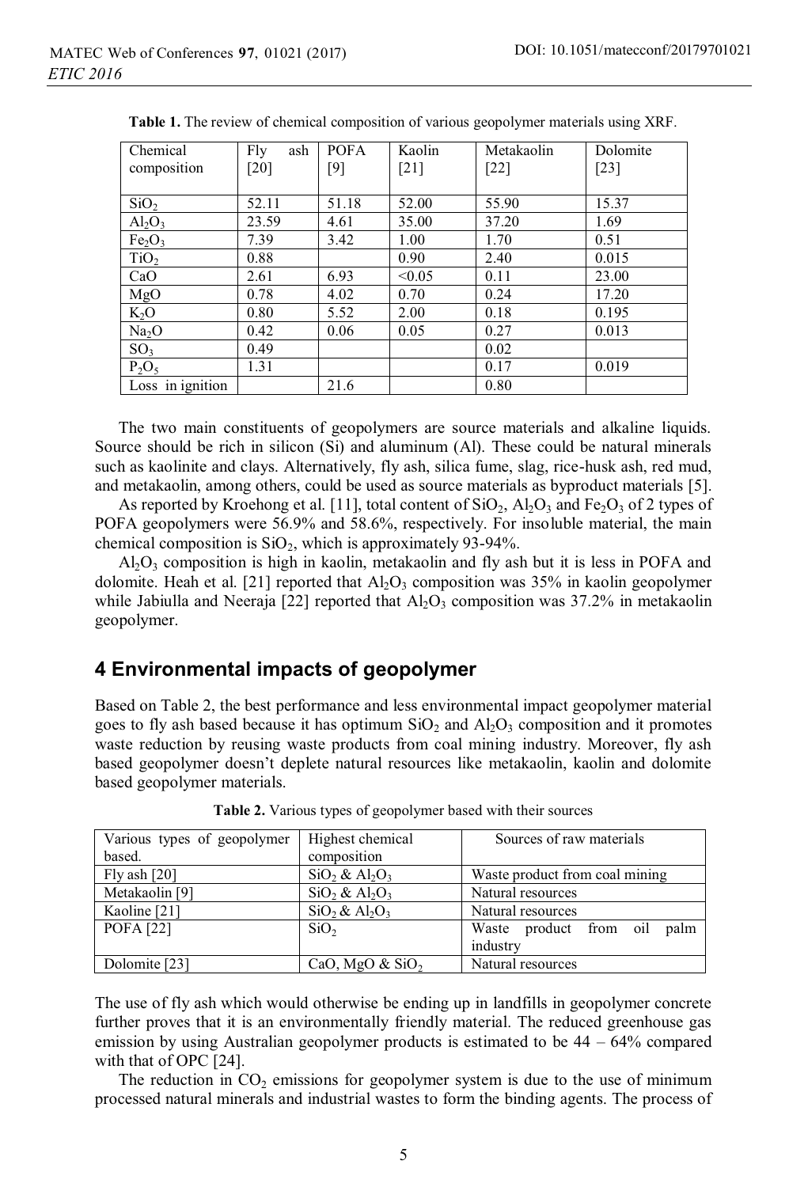**Table 1.** The review of chemical composition of various geopolymer materials using XRF.

| Chemical composition | Fly ash [20] | POFA [9] | Kaolin [21] | Metakaolin [22] | Dolomite [23] |
|---|---|---|---|---|---|
| $SiO_2$ | 52.11 | 51.18 | 52.00 | 55.90 | 15.37 |
| $Al_2O_3$ | 23.59 | 4.61 | 35.00 | 37.20 | 1.69 |
| $Fe_2O_3$ | 7.39 | 3.42 | 1.00 | 1.70 | 0.51 |
| $TiO_2$ | 0.88 | | 0.90 | 2.40 | 0.015 |
| CaO | 2.61 | 6.93 | <0.05 | 0.11 | 23.00 |
| MgO | 0.78 | 4.02 | 0.70 | 0.24 | 17.20 |
| $K_2O$ | 0.80 | 5.52 | 2.00 | 0.18 | 0.195 |
| $Na_2O$ | 0.42 | 0.06 | 0.05 | 0.27 | 0.013 |
| $SO_3$ | 0.49 | | | 0.02 | |
| $P_2O_5$ | 1.31 | | | 0.17 | 0.019 |
| Loss in ignition | | 21.6 | | 0.80 | |

The two main constituents of geopolymers are source materials and alkaline liquids. Source should be rich in silicon (Si) and aluminum (Al). These could be natural minerals such as kaolinite and clays. Alternatively, fly ash, silica fume, slag, rice-husk ash, red mud, and metakaolin, among others, could be used as source materials as byproduct materials [5].

As reported by Kroehong et al. [11], total content of $SiO_2$, $Al_2O_3$ and $Fe_2O_3$ of 2 types of POFA geopolymers were 56.9% and 58.6%, respectively. For insoluble material, the main chemical composition is $SiO_2$, which is approximately 93-94%.

$Al_2O_3$ composition is high in kaolin, metakaolin and fly ash but it is less in POFA and dolomite. Heah et al. [21] reported that $Al_2O_3$ composition was 35% in kaolin geopolymer while Jabiulla and Neeraja [22] reported that $Al_2O_3$ composition was 37.2% in metakaolin geopolymer.

## 4 Environmental impacts of geopolymer

Based on Table 2, the best performance and less environmental impact geopolymer material goes to fly ash based because it has optimum $SiO_2$ and $Al_2O_3$ composition and it promotes waste reduction by reusing waste products from coal mining industry. Moreover, fly ash based geopolymer doesn't deplete natural resources like metakaolin, kaolin and dolomite based geopolymer materials.

**Table 2.** Various types of geopolymer based with their sources

| Various types of geopolymer based. | Highest chemical composition | Sources of raw materials |
|---|---|---|
| Fly ash [20] | $SiO_2$ & $Al_2O_3$ | Waste product from coal mining |
| Metakaolin [9] | $SiO_2$ & $Al_2O_3$ | Natural resources |
| Kaoline [21] | $SiO_2$ & $Al_2O_3$ | Natural resources |
| POFA [22] | $SiO_2$ | Waste product from oil palm industry |
| Dolomite [23] | CaO, MgO & $SiO_2$ | Natural resources |

The use of fly ash which would otherwise be ending up in landfills in geopolymer concrete further proves that it is an environmentally friendly material. The reduced greenhouse gas emission by using Australian geopolymer products is estimated to be 44 – 64% compared with that of OPC [24].

The reduction in $CO_2$ emissions for geopolymer system is due to the use of minimum processed natural minerals and industrial wastes to form the binding agents. The process of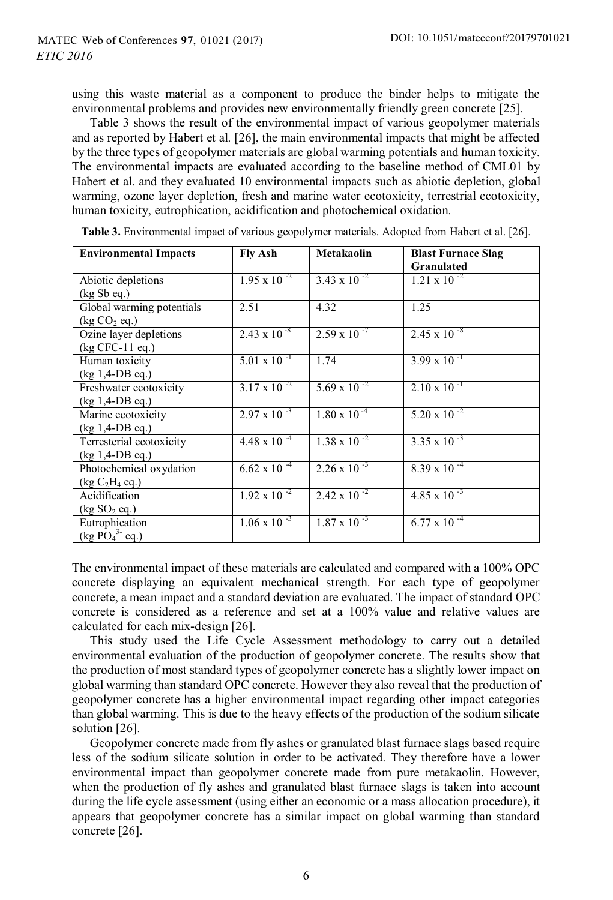using this waste material as a component to produce the binder helps to mitigate the environmental problems and provides new environmentally friendly green concrete [25].

Table 3 shows the result of the environmental impact of various geopolymer materials and as reported by Habert et al. [26], the main environmental impacts that might be affected by the three types of geopolymer materials are global warming potentials and human toxicity. The environmental impacts are evaluated according to the baseline method of CML01 by Habert et al. and they evaluated 10 environmental impacts such as abiotic depletion, global warming, ozone layer depletion, fresh and marine water ecotoxicity, terrestrial ecotoxicity, human toxicity, eutrophication, acidification and photochemical oxidation.

**Table 3.** Environmental impact of various geopolymer materials. Adopted from Habert et al. [26].

| **Environmental Impacts** | **Fly Ash** | **Metakaolin** | **Blast Furnace Slag Granulated** |
|---|---|---|---|
| Abiotic depletions (kg Sb eq.) | $1.95 \times 10^{-2}$ | $3.43 \times 10^{-2}$ | $1.21 \times 10^{-2}$ |
| Global warming potentials (kg $CO_2$ eq.) | 2.51 | 4.32 | 1.25 |
| Ozine layer depletions (kg CFC-11 eq.) | $2.43 \times 10^{-8}$ | $2.59 \times 10^{-7}$ | $2.45 \times 10^{-8}$ |
| Human toxicity (kg 1,4-DB eq.) | $5.01 \times 10^{-1}$ | 1.74 | $3.99 \times 10^{-1}$ |
| Freshwater ecotoxicity (kg 1,4-DB eq.) | $3.17 \times 10^{-2}$ | $5.69 \times 10^{-2}$ | $2.10 \times 10^{-1}$ |
| Marine ecotoxicity (kg 1,4-DB eq.) | $2.97 \times 10^{-3}$ | $1.80 \times 10^{-4}$ | $5.20 \times 10^{-2}$ |
| Terresterial ecotoxicity (kg 1,4-DB eq.) | $4.48 \times 10^{-4}$ | $1.38 \times 10^{-2}$ | $3.35 \times 10^{-3}$ |
| Photochemical oxydation (kg $C_2H_4$ eq.) | $6.62 \times 10^{-4}$ | $2.26 \times 10^{-3}$ | $8.39 \times 10^{-4}$ |
| Acidification (kg $SO_2$ eq.) | $1.92 \times 10^{-2}$ | $2.42 \times 10^{-2}$ | $4.85 \times 10^{-3}$ |
| Eutrophication (kg $PO_4^{3-}$ eq.) | $1.06 \times 10^{-3}$ | $1.87 \times 10^{-3}$ | $6.77 \times 10^{-4}$ |

The environmental impact of these materials are calculated and compared with a 100% OPC concrete displaying an equivalent mechanical strength. For each type of geopolymer concrete, a mean impact and a standard deviation are evaluated. The impact of standard OPC concrete is considered as a reference and set at a 100% value and relative values are calculated for each mix-design [26].

This study used the Life Cycle Assessment methodology to carry out a detailed environmental evaluation of the production of geopolymer concrete. The results show that the production of most standard types of geopolymer concrete has a slightly lower impact on global warming than standard OPC concrete. However they also reveal that the production of geopolymer concrete has a higher environmental impact regarding other impact categories than global warming. This is due to the heavy effects of the production of the sodium silicate solution [26].

Geopolymer concrete made from fly ashes or granulated blast furnace slags based require less of the sodium silicate solution in order to be activated. They therefore have a lower environmental impact than geopolymer concrete made from pure metakaolin. However, when the production of fly ashes and granulated blast furnace slags is taken into account during the life cycle assessment (using either an economic or a mass allocation procedure), it appears that geopolymer concrete has a similar impact on global warming than standard concrete [26].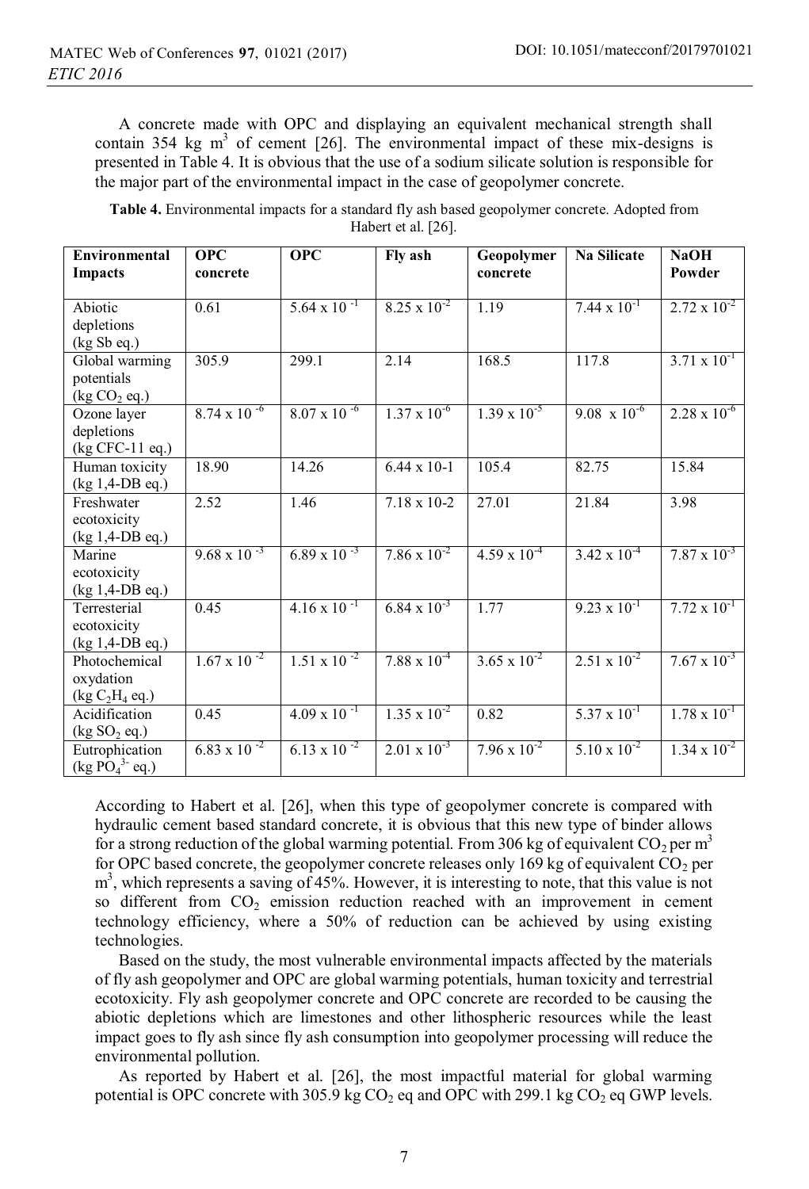A concrete made with OPC and displaying an equivalent mechanical strength shall contain 354 kg m$^3$ of cement [26]. The environmental impact of these mix-designs is presented in Table 4. It is obvious that the use of a sodium silicate solution is responsible for the major part of the environmental impact in the case of geopolymer concrete.

**Table 4.** Environmental impacts for a standard fly ash based geopolymer concrete. Adopted from Habert et al. [26].

| Environmental Impacts | OPC concrete | OPC | Fly ash | Geopolymer concrete | Na Silicate | NaOH Powder |
|---|---|---|---|---|---|---|
| Abiotic depletions (kg Sb eq.) | 0.61 | $5.64 \times 10^{-1}$ | $8.25 \times 10^{-2}$ | 1.19 | $7.44 \times 10^{-1}$ | $2.72 \times 10^{-2}$ |
| Global warming potentials (kg $CO_2$ eq.) | 305.9 | 299.1 | 2.14 | 168.5 | 117.8 | $3.71 \times 10^{-1}$ |
| Ozone layer depletions (kg CFC-11 eq.) | $8.74 \times 10^{-6}$ | $8.07 \times 10^{-6}$ | $1.37 \times 10^{-6}$ | $1.39 \times 10^{-5}$ | $9.08 \times 10^{-6}$ | $2.28 \times 10^{-6}$ |
| Human toxicity (kg 1,4-DB eq.) | 18.90 | 14.26 | 6.44 x 10-1 | 105.4 | 82.75 | 15.84 |
| Freshwater ecotoxicity (kg 1,4-DB eq.) | 2.52 | 1.46 | 7.18 x 10-2 | 27.01 | 21.84 | 3.98 |
| Marine ecotoxicity (kg 1,4-DB eq.) | $9.68 \times 10^{-3}$ | $6.89 \times 10^{-3}$ | $7.86 \times 10^{-2}$ | $4.59 \times 10^{-4}$ | $3.42 \times 10^{-4}$ | $7.87 \times 10^{-3}$ |
| Terresterial ecotoxicity (kg 1,4-DB eq.) | 0.45 | $4.16 \times 10^{-1}$ | $6.84 \times 10^{-3}$ | 1.77 | $9.23 \times 10^{-1}$ | $7.72 \times 10^{-1}$ |
| Photochemical oxydation (kg $C_2H_4$ eq.) | $1.67 \times 10^{-2}$ | $1.51 \times 10^{-2}$ | $7.88 \times 10^{-4}$ | $3.65 \times 10^{-2}$ | $2.51 \times 10^{-2}$ | $7.67 \times 10^{-3}$ |
| Acidification (kg $SO_2$ eq.) | 0.45 | $4.09 \times 10^{-1}$ | $1.35 \times 10^{-2}$ | 0.82 | $5.37 \times 10^{-1}$ | $1.78 \times 10^{-1}$ |
| Eutrophication (kg $PO_4^{3-}$ eq.) | $6.83 \times 10^{-2}$ | $6.13 \times 10^{-2}$ | $2.01 \times 10^{-3}$ | $7.96 \times 10^{-2}$ | $5.10 \times 10^{-2}$ | $1.34 \times 10^{-2}$ |

According to Habert et al. [26], when this type of geopolymer concrete is compared with hydraulic cement based standard concrete, it is obvious that this new type of binder allows for a strong reduction of the global warming potential. From 306 kg of equivalent $CO_2$ per m$^3$ for OPC based concrete, the geopolymer concrete releases only 169 kg of equivalent $CO_2$ per m$^3$, which represents a saving of 45%. However, it is interesting to note, that this value is not so different from $CO_2$ emission reduction reached with an improvement in cement technology efficiency, where a 50% of reduction can be achieved by using existing technologies.

Based on the study, the most vulnerable environmental impacts affected by the materials of fly ash geopolymer and OPC are global warming potentials, human toxicity and terrestrial ecotoxicity. Fly ash geopolymer concrete and OPC concrete are recorded to be causing the abiotic depletions which are limestones and other lithospheric resources while the least impact goes to fly ash since fly ash consumption into geopolymer processing will reduce the environmental pollution.

As reported by Habert et al. [26], the most impactful material for global warming potential is OPC concrete with 305.9 kg $CO_2$ eq and OPC with 299.1 kg $CO_2$ eq GWP levels.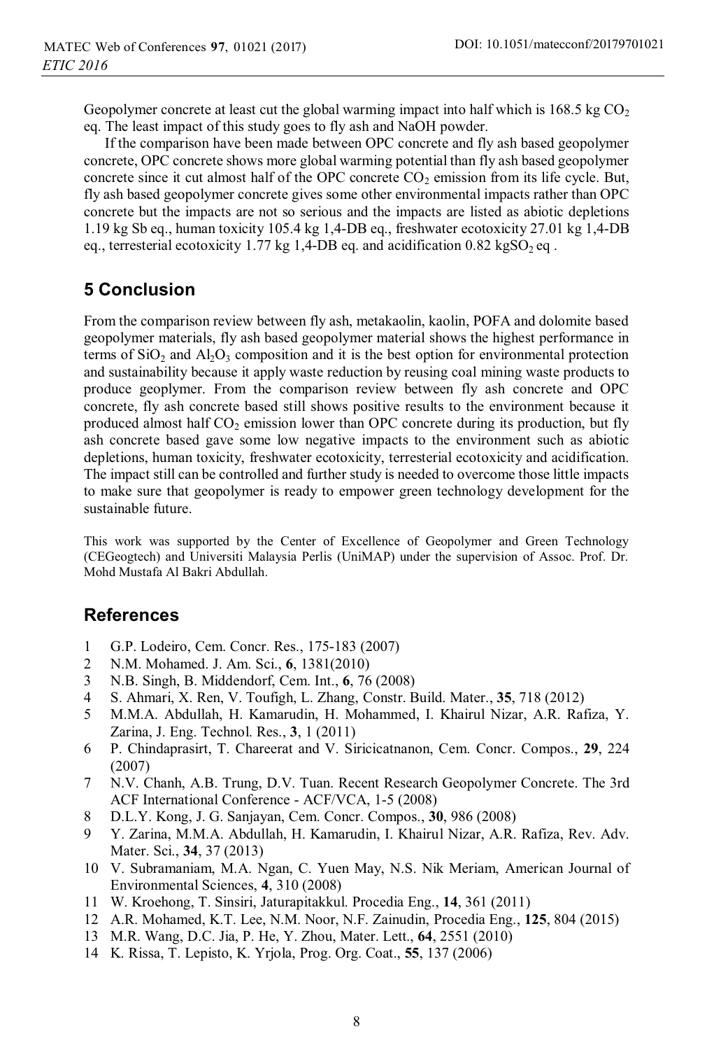Geopolymer concrete at least cut the global warming impact into half which is 168.5 kg $CO_2$ eq. The least impact of this study goes to fly ash and NaOH powder.

If the comparison have been made between OPC concrete and fly ash based geopolymer concrete, OPC concrete shows more global warming potential than fly ash based geopolymer concrete since it cut almost half of the OPC concrete $CO_2$ emission from its life cycle. But, fly ash based geopolymer concrete gives some other environmental impacts rather than OPC concrete but the impacts are not so serious and the impacts are listed as abiotic depletions 1.19 kg Sb eq., human toxicity 105.4 kg 1,4-DB eq., freshwater ecotoxicity 27.01 kg 1,4-DB eq., terresterial ecotoxicity 1.77 kg 1,4-DB eq. and acidification 0.82 kg$SO_2$ eq .

## 5 Conclusion

From the comparison review between fly ash, metakaolin, kaolin, POFA and dolomite based geopolymer materials, fly ash based geopolymer material shows the highest performance in terms of $SiO_2$ and $Al_2O_3$ composition and it is the best option for environmental protection and sustainability because it apply waste reduction by reusing coal mining waste products to produce geoplymer. From the comparison review between fly ash concrete and OPC concrete, fly ash concrete based still shows positive results to the environment because it produced almost half $CO_2$ emission lower than OPC concrete during its production, but fly ash concrete based gave some low negative impacts to the environment such as abiotic depletions, human toxicity, freshwater ecotoxicity, terresterial ecotoxicity and acidification. The impact still can be controlled and further study is needed to overcome those little impacts to make sure that geopolymer is ready to empower green technology development for the sustainable future.

This work was supported by the Center of Excellence of Geopolymer and Green Technology (CEGeogtech) and Universiti Malaysia Perlis (UniMAP) under the supervision of Assoc. Prof. Dr. Mohd Mustafa Al Bakri Abdullah.

## References

1. G.P. Lodeiro, Cem. Concr. Res., 175-183 (2007)
2. N.M. Mohamed. J. Am. Sci., **6**, 1381(2010)
3. N.B. Singh, B. Middendorf, Cem. Int., **6**, 76 (2008)
4. S. Ahmari, X. Ren, V. Toufigh, L. Zhang, Constr. Build. Mater., **35**, 718 (2012)
5. M.M.A. Abdullah, H. Kamarudin, H. Mohammed, I. Khairul Nizar, A.R. Rafiza, Y. Zarina, J. Eng. Technol. Res., **3**, 1 (2011)
6. P. Chindaprasirt, T. Chareerat and V. Siricicatnanon, Cem. Concr. Compos., **29**, 224 (2007)
7. N.V. Chanh, A.B. Trung, D.V. Tuan. Recent Research Geopolymer Concrete. The 3rd ACF International Conference - ACF/VCA, 1-5 (2008)
8. D.L.Y. Kong, J. G. Sanjayan, Cem. Concr. Compos., **30**, 986 (2008)
9. Y. Zarina, M.M.A. Abdullah, H. Kamarudin, I. Khairul Nizar, A.R. Rafiza, Rev. Adv. Mater. Sci., **34**, 37 (2013)
10. V. Subramaniam, M.A. Ngan, C. Yuen May, N.S. Nik Meriam, American Journal of Environmental Sciences, **4**, 310 (2008)
11. W. Kroehong, T. Sinsiri, Jaturapitakkul. Procedia Eng., **14**, 361 (2011)
12. A.R. Mohamed, K.T. Lee, N.M. Noor, N.F. Zainudin, Procedia Eng., **125**, 804 (2015)
13. M.R. Wang, D.C. Jia, P. He, Y. Zhou, Mater. Lett., **64**, 2551 (2010)
14. K. Rissa, T. Lepisto, K. Yrjola, Prog. Org. Coat., **55**, 137 (2006)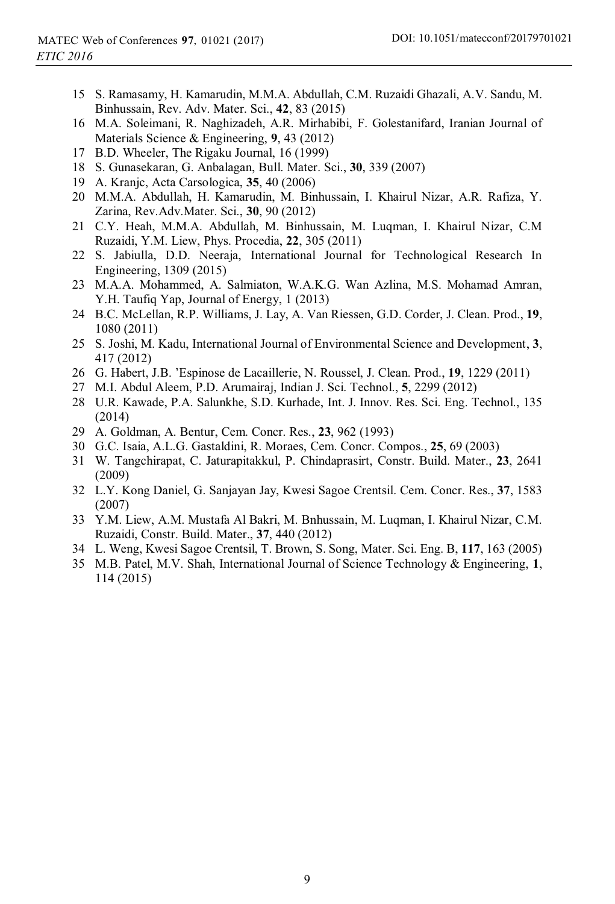15 S. Ramasamy, H. Kamarudin, M.M.A. Abdullah, C.M. Ruzaidi Ghazali, A.V. Sandu, M. Binhussain, Rev. Adv. Mater. Sci., **42**, 83 (2015)
16 M.A. Soleimani, R. Naghizadeh, A.R. Mirhabibi, F. Golestanifard, Iranian Journal of Materials Science & Engineering, **9**, 43 (2012)
17 B.D. Wheeler, The Rigaku Journal, 16 (1999)
18 S. Gunasekaran, G. Anbalagan, Bull. Mater. Sci., **30**, 339 (2007)
19 A. Kranjc, Acta Carsologica, **35**, 40 (2006)
20 M.M.A. Abdullah, H. Kamarudin, M. Binhussain, I. Khairul Nizar, A.R. Rafiza, Y. Zarina, Rev.Adv.Mater. Sci., **30**, 90 (2012)
21 C.Y. Heah, M.M.A. Abdullah, M. Binhussain, M. Luqman, I. Khairul Nizar, C.M Ruzaidi, Y.M. Liew, Phys. Procedia, **22**, 305 (2011)
22 S. Jabiulla, D.D. Neeraja, International Journal for Technological Research In Engineering, 1309 (2015)
23 M.A.A. Mohammed, A. Salmiaton, W.A.K.G. Wan Azlina, M.S. Mohamad Amran, Y.H. Taufiq Yap, Journal of Energy, 1 (2013)
24 B.C. McLellan, R.P. Williams, J. Lay, A. Van Riessen, G.D. Corder, J. Clean. Prod., **19**, 1080 (2011)
25 S. Joshi, M. Kadu, International Journal of Environmental Science and Development, **3**, 417 (2012)
26 G. Habert, J.B. 'Espinose de Lacaillerie, N. Roussel, J. Clean. Prod., **19**, 1229 (2011)
27 M.I. Abdul Aleem, P.D. Arumairaj, Indian J. Sci. Technol., **5**, 2299 (2012)
28 U.R. Kawade, P.A. Salunkhe, S.D. Kurhade, Int. J. Innov. Res. Sci. Eng. Technol., 135 (2014)
29 A. Goldman, A. Bentur, Cem. Concr. Res., **23**, 962 (1993)
30 G.C. Isaia, A.L.G. Gastaldini, R. Moraes, Cem. Concr. Compos., **25**, 69 (2003)
31 W. Tangchirapat, C. Jaturapitakkul, P. Chindaprasirt, Constr. Build. Mater., **23**, 2641 (2009)
32 L.Y. Kong Daniel, G. Sanjayan Jay, Kwesi Sagoe Crentsil. Cem. Concr. Res., **37**, 1583 (2007)
33 Y.M. Liew, A.M. Mustafa Al Bakri, M. Bnhussain, M. Luqman, I. Khairul Nizar, C.M. Ruzaidi, Constr. Build. Mater., **37**, 440 (2012)
34 L. Weng, Kwesi Sagoe Crentsil, T. Brown, S. Song, Mater. Sci. Eng. B, **117**, 163 (2005)
35 M.B. Patel, M.V. Shah, International Journal of Science Technology & Engineering, **1**, 114 (2015)